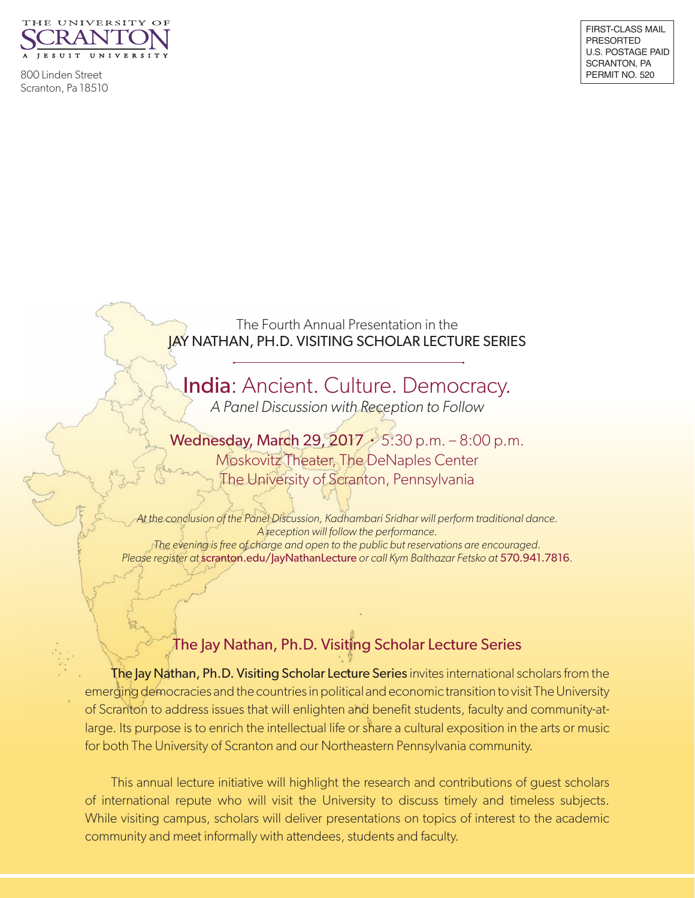THE UNIVERSITY OF SCRANTON

A JESUIT UNIVERSITY

800 Linden Street
Scranton, Pa 18510

FIRST-CLASS MAIL
PRESORTED
U.S. POSTAGE PAID
SCRANTON, PA
PERMIT NO. 520

The Fourth Annual Presentation in the
JAY NATHAN, PH.D. VISITING SCHOLAR LECTURE SERIES

# India: Ancient. Culture. Democracy.

*A Panel Discussion with Reception to Follow*

Wednesday, March 29, 2017 • 5:30 p.m. – 8:00 p.m.
Moskovitz Theater, The DeNaples Center
The University of Scranton, Pennsylvania

*At the conclusion of the Panel Discussion, Kadhambari Sridhar will perform traditional dance.*
*A reception will follow the performance.*
*The evening is free of charge and open to the public but reservations are encouraged.*
*Please register at* scranton.edu/JayNathanLecture *or call Kym Balthazar Fetsko at* 570.941.7816.

## The Jay Nathan, Ph.D. Visiting Scholar Lecture Series

**The Jay Nathan, Ph.D. Visiting Scholar Lecture Series** invites international scholars from the emerging democracies and the countries in political and economic transition to visit The University of Scranton to address issues that will enlighten and benefit students, faculty and community-at-large. Its purpose is to enrich the intellectual life or share a cultural exposition in the arts or music for both The University of Scranton and our Northeastern Pennsylvania community.

This annual lecture initiative will highlight the research and contributions of guest scholars of international repute who will visit the University to discuss timely and timeless subjects. While visiting campus, scholars will deliver presentations on topics of interest to the academic community and meet informally with attendees, students and faculty.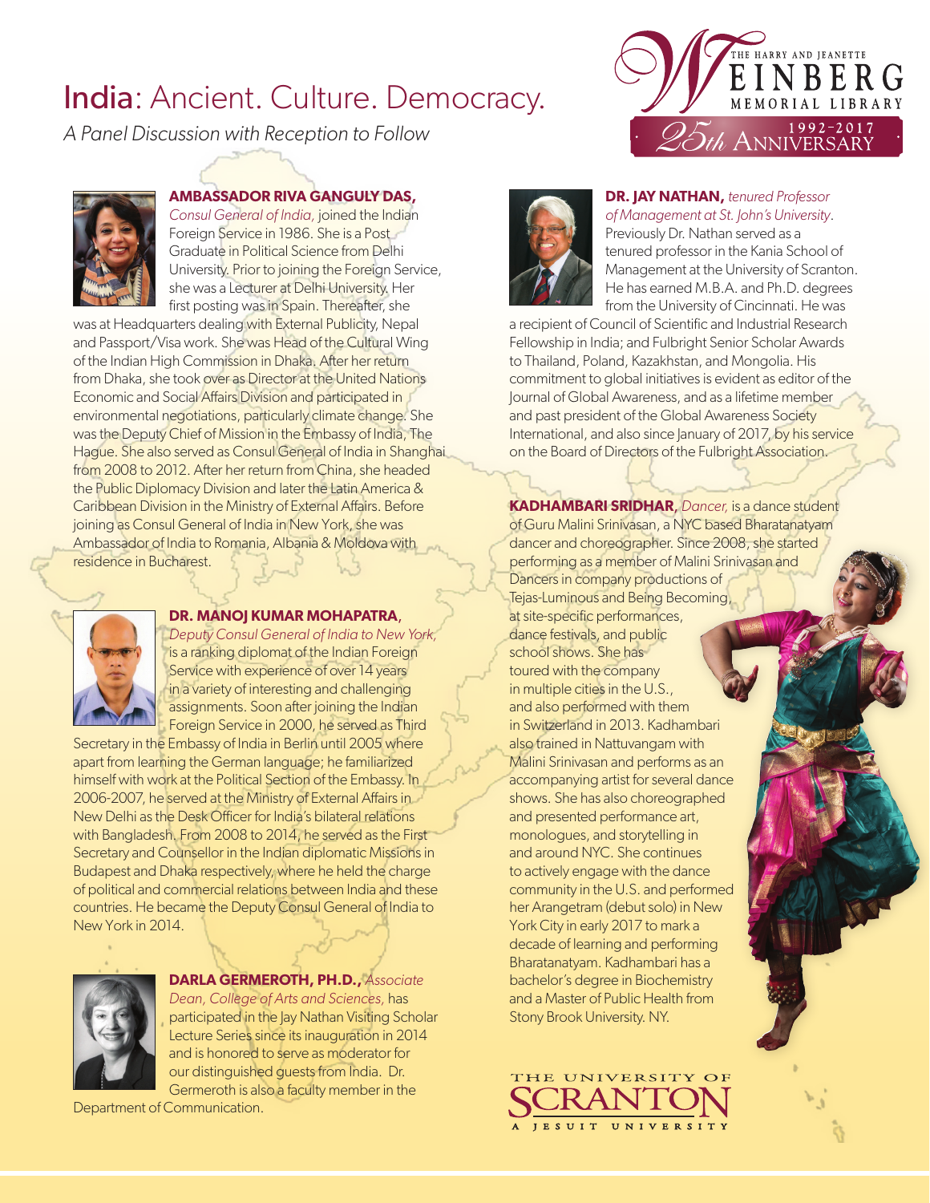# India: Ancient. Culture. Democracy.

*A Panel Discussion with Reception to Follow*

THE HARRY AND JEANETTE WEINBERG MEMORIAL LIBRARY
25th ANNIVERSARY 1992–2017

**AMBASSADOR RIVA GANGULY DAS,** *Consul General of India,* joined the Indian Foreign Service in 1986. She is a Post Graduate in Political Science from Delhi University. Prior to joining the Foreign Service, she was a Lecturer at Delhi University. Her first posting was in Spain. Thereafter, she was at Headquarters dealing with External Publicity, Nepal and Passport/Visa work. She was Head of the Cultural Wing of the Indian High Commission in Dhaka. After her return from Dhaka, she took over as Director at the United Nations Economic and Social Affairs Division and participated in environmental negotiations, particularly climate change. She was the Deputy Chief of Mission in the Embassy of India, The Hague. She also served as Consul General of India in Shanghai from 2008 to 2012. After her return from China, she headed the Public Diplomacy Division and later the Latin America & Caribbean Division in the Ministry of External Affairs. Before joining as Consul General of India in New York, she was Ambassador of India to Romania, Albania & Moldova with residence in Bucharest.

**DR. MANOJ KUMAR MOHAPATRA**, *Deputy Consul General of India to New York,* is a ranking diplomat of the Indian Foreign Service with experience of over 14 years in a variety of interesting and challenging assignments. Soon after joining the Indian Foreign Service in 2000, he served as Third Secretary in the Embassy of India in Berlin until 2005 where apart from learning the German language; he familiarized himself with work at the Political Section of the Embassy. In 2006-2007, he served at the Ministry of External Affairs in New Delhi as the Desk Officer for India's bilateral relations with Bangladesh. From 2008 to 2014, he served as the First Secretary and Counsellor in the Indian diplomatic Missions in Budapest and Dhaka respectively, where he held the charge of political and commercial relations between India and these countries. He became the Deputy Consul General of India to New York in 2014.

**DARLA GERMEROTH, PH.D.,** *Associate Dean, College of Arts and Sciences,* has participated in the Jay Nathan Visiting Scholar Lecture Series since its inauguration in 2014 and is honored to serve as moderator for our distinguished guests from India. Dr. Germeroth is also a faculty member in the Department of Communication.

**DR. JAY NATHAN,** *tenured Professor of Management at St. John's University*. Previously Dr. Nathan served as a tenured professor in the Kania School of Management at the University of Scranton. He has earned M.B.A. and Ph.D. degrees from the University of Cincinnati. He was a recipient of Council of Scientific and Industrial Research Fellowship in India; and Fulbright Senior Scholar Awards to Thailand, Poland, Kazakhstan, and Mongolia. His commitment to global initiatives is evident as editor of the Journal of Global Awareness, and as a lifetime member and past president of the Global Awareness Society International, and also since January of 2017, by his service on the Board of Directors of the Fulbright Association.

**KADHAMBARI SRIDHAR,** *Dancer,* is a dance student of Guru Malini Srinivasan, a NYC based Bharatanatyam dancer and choreographer. Since 2008, she started performing as a member of Malini Srinivasan and Dancers in company productions of Tejas-Luminous and Being Becoming, at site-specific performances, dance festivals, and public school shows. She has toured with the company in multiple cities in the U.S., and also performed with them in Switzerland in 2013. Kadhambari also trained in Nattuvangam with Malini Srinivasan and performs as an accompanying artist for several dance shows. She has also choreographed and presented performance art, monologues, and storytelling in and around NYC. She continues to actively engage with the dance community in the U.S. and performed her Arangetram (debut solo) in New York City in early 2017 to mark a decade of learning and performing Bharatanatyam. Kadhambari has a bachelor's degree in Biochemistry and a Master of Public Health from Stony Brook University. NY.

THE UNIVERSITY OF SCRANTON
A JESUIT UNIVERSITY